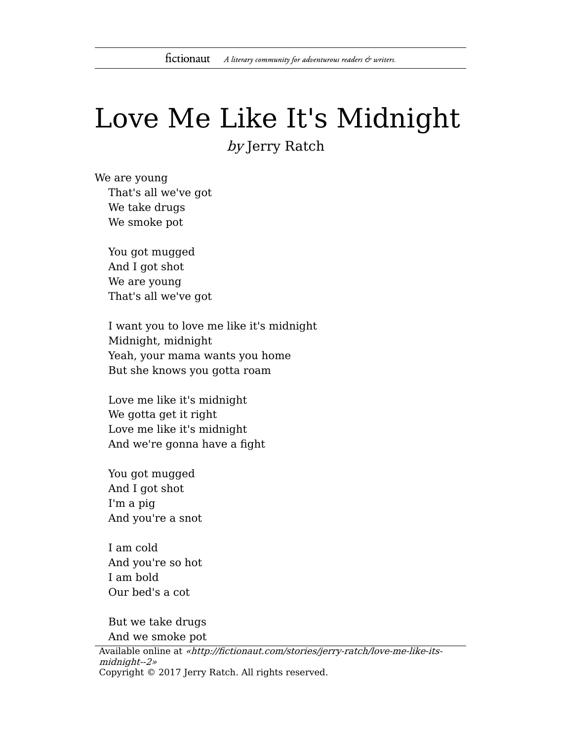# Love Me Like It's Midnight

*by* Jerry Ratch

We are young  
That's all we've got  
We take drugs  
We smoke pot

You got mugged  
And I got shot  
We are young  
That's all we've got

I want you to love me like it's midnight  
Midnight, midnight  
Yeah, your mama wants you home  
But she knows you gotta roam

Love me like it's midnight  
We gotta get it right  
Love me like it's midnight  
And we're gonna have a fight

You got mugged  
And I got shot  
I'm a pig  
And you're a snot

I am cold  
And you're so hot  
I am bold  
Our bed's a cot

But we take drugs  
And we smoke pot

Available online at *«http://fictionaut.com/stories/jerry-ratch/love-me-like-its-midnight--2»*  
Copyright © 2017 Jerry Ratch. All rights reserved.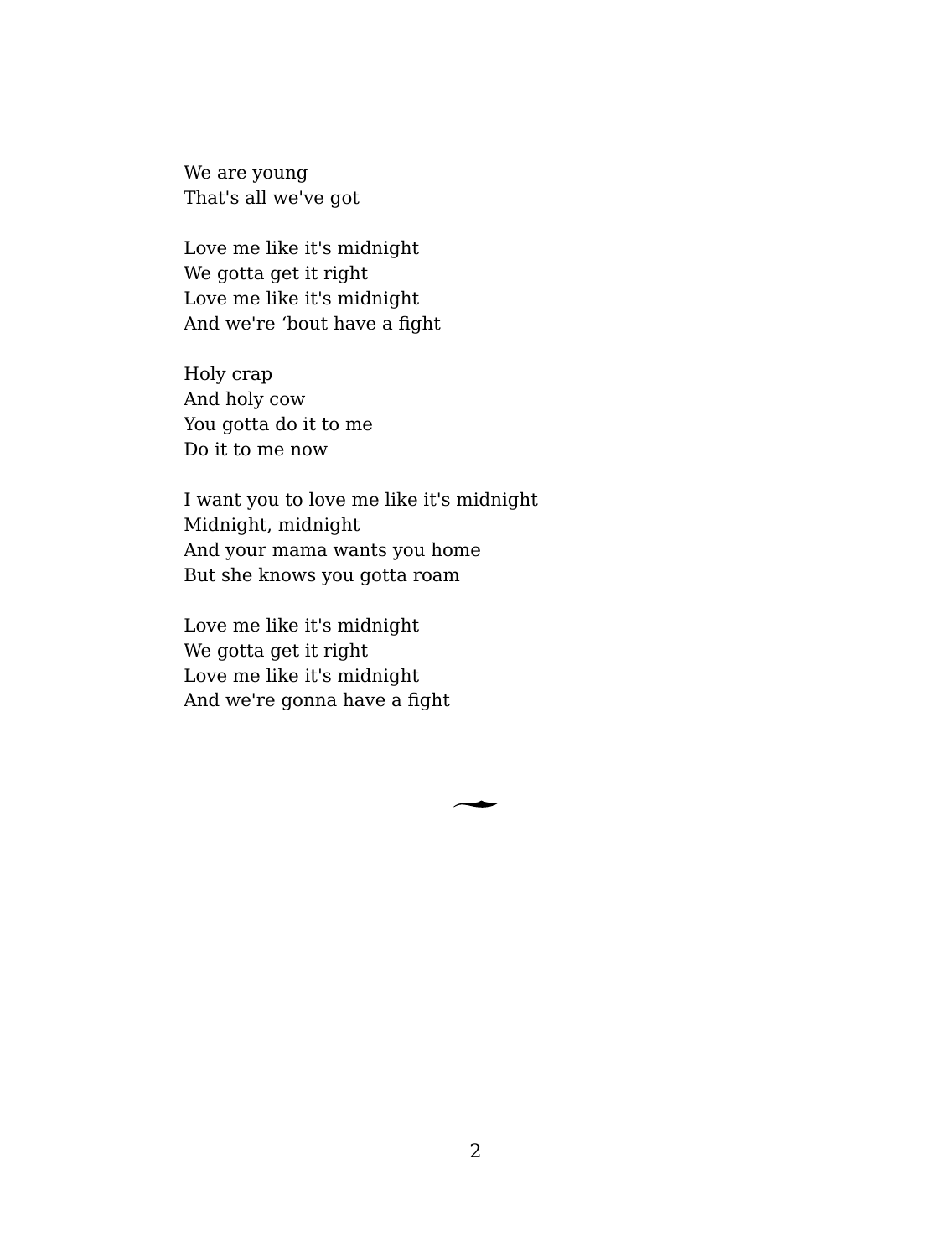We are young  
That's all we've got

Love me like it's midnight  
We gotta get it right  
Love me like it's midnight  
And we're ‘bout have a fight

Holy crap  
And holy cow  
You gotta do it to me  
Do it to me now

I want you to love me like it's midnight  
Midnight, midnight  
And your mama wants you home  
But she knows you gotta roam

Love me like it's midnight  
We gotta get it right  
Love me like it's midnight  
And we're gonna have a fight